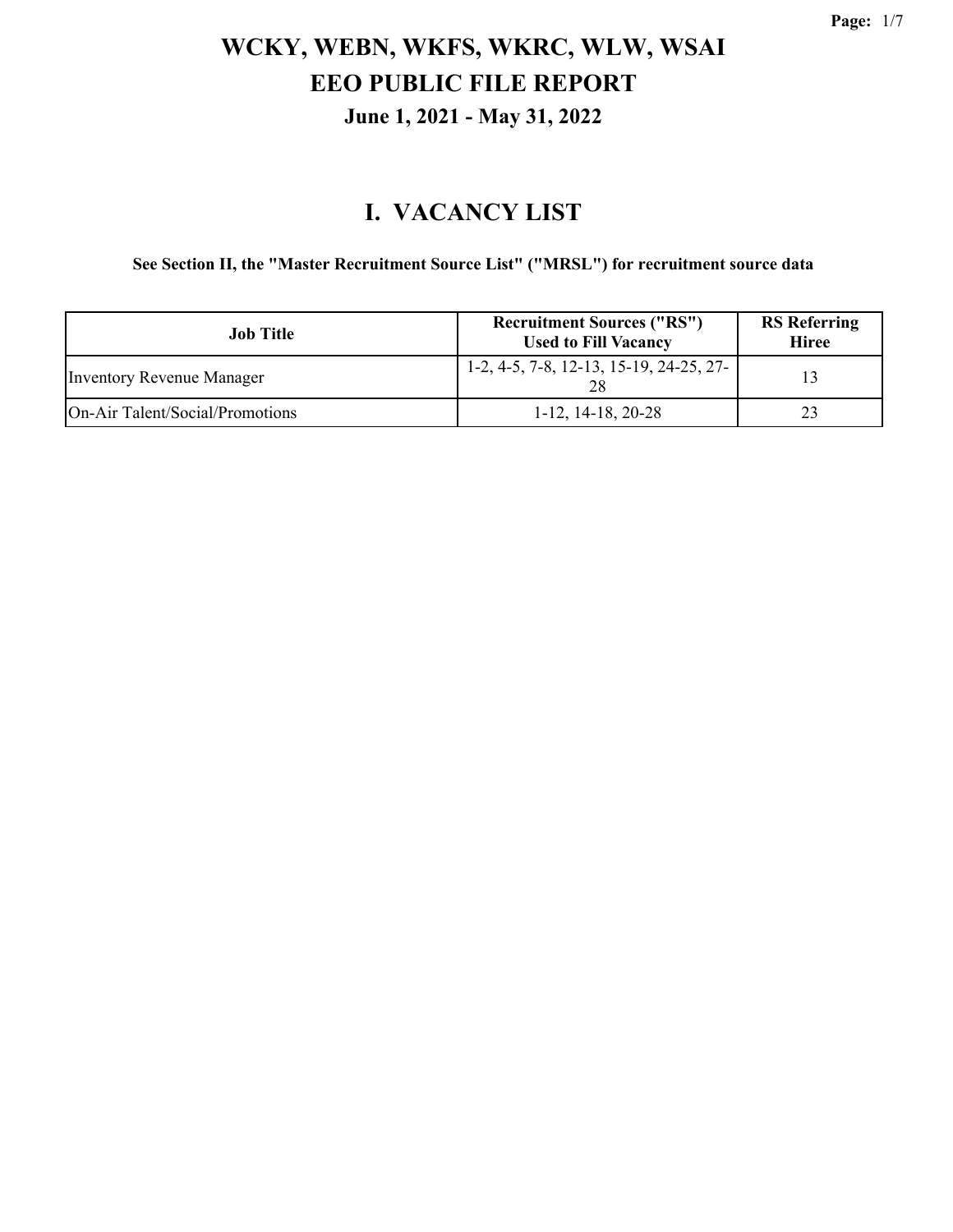# WCKY, WEBN, WKFS, WKRC, WLW, WSAI
# EEO PUBLIC FILE REPORT
### June 1, 2021 - May 31, 2022

## I. VACANCY LIST

**See Section II, the "Master Recruitment Source List" ("MRSL") for recruitment source data**

| Job Title | Recruitment Sources ("RS") Used to Fill Vacancy | RS Referring Hiree |
|---|---|---|
| Inventory Revenue Manager | 1-2, 4-5, 7-8, 12-13, 15-19, 24-25, 27-28 | 13 |
| On-Air Talent/Social/Promotions | 1-12, 14-18, 20-28 | 23 |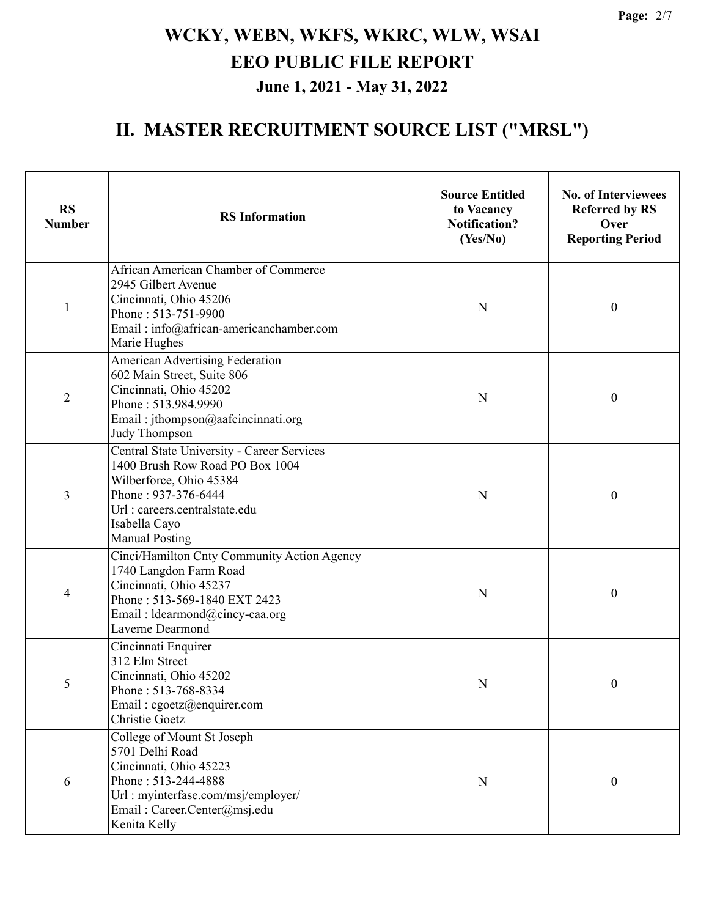# WCKY, WEBN, WKFS, WKRC, WLW, WSAI
# EEO PUBLIC FILE REPORT
### June 1, 2021 - May 31, 2022

## II. MASTER RECRUITMENT SOURCE LIST ("MRSL")

| RS Number | RS Information | Source Entitled to Vacancy Notification? (Yes/No) | No. of Interviewees Referred by RS Over Reporting Period |
|---|---|---|---|
| 1 | African American Chamber of Commerce<br>2945 Gilbert Avenue<br>Cincinnati, Ohio 45206<br>Phone : 513-751-9900<br>Email : info@african-americanchamber.com<br>Marie Hughes | N | 0 |
| 2 | American Advertising Federation<br>602 Main Street, Suite 806<br>Cincinnati, Ohio 45202<br>Phone : 513.984.9990<br>Email : jthompson@aafcincinnati.org<br>Judy Thompson | N | 0 |
| 3 | Central State University - Career Services<br>1400 Brush Row Road PO Box 1004<br>Wilberforce, Ohio 45384<br>Phone : 937-376-6444<br>Url : careers.centralstate.edu<br>Isabella Cayo<br>Manual Posting | N | 0 |
| 4 | Cinci/Hamilton Cnty Community Action Agency<br>1740 Langdon Farm Road<br>Cincinnati, Ohio 45237<br>Phone : 513-569-1840 EXT 2423<br>Email : ldearmond@cincy-caa.org<br>Laverne Dearmond | N | 0 |
| 5 | Cincinnati Enquirer<br>312 Elm Street<br>Cincinnati, Ohio 45202<br>Phone : 513-768-8334<br>Email : cgoetz@enquirer.com<br>Christie Goetz | N | 0 |
| 6 | College of Mount St Joseph<br>5701 Delhi Road<br>Cincinnati, Ohio 45223<br>Phone : 513-244-4888<br>Url : myinterfase.com/msj/employer/<br>Email : Career.Center@msj.edu<br>Kenita Kelly | N | 0 |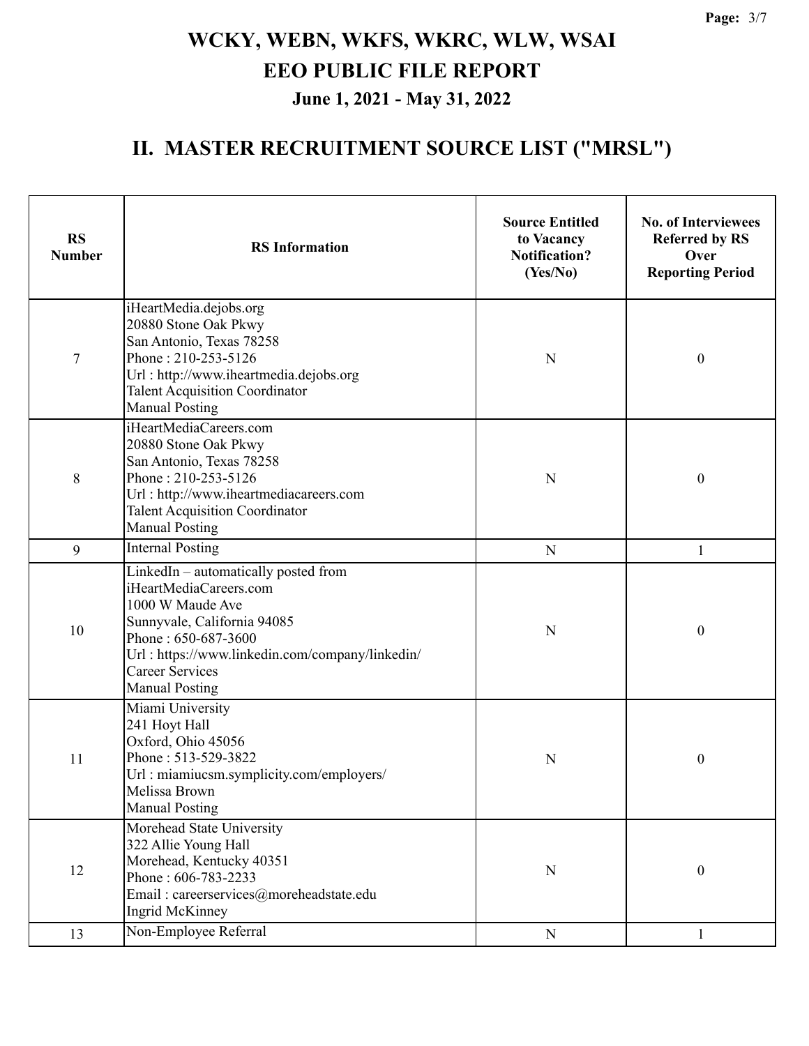# WCKY, WEBN, WKFS, WKRC, WLW, WSAI
# EEO PUBLIC FILE REPORT
### June 1, 2021 - May 31, 2022

## II. MASTER RECRUITMENT SOURCE LIST ("MRSL")

| RS Number | RS Information | Source Entitled to Vacancy Notification? (Yes/No) | No. of Interviewees Referred by RS Over Reporting Period |
|---|---|---|---|
| 7 | iHeartMedia.dejobs.org<br>20880 Stone Oak Pkwy<br>San Antonio, Texas 78258<br>Phone : 210-253-5126<br>Url : http://www.iheartmedia.dejobs.org<br>Talent Acquisition Coordinator<br>Manual Posting | N | 0 |
| 8 | iHeartMediaCareers.com<br>20880 Stone Oak Pkwy<br>San Antonio, Texas 78258<br>Phone : 210-253-5126<br>Url : http://www.iheartmediacareers.com<br>Talent Acquisition Coordinator<br>Manual Posting | N | 0 |
| 9 | Internal Posting | N | 1 |
| 10 | LinkedIn – automatically posted from iHeartMediaCareers.com<br>1000 W Maude Ave<br>Sunnyvale, California 94085<br>Phone : 650-687-3600<br>Url : https://www.linkedin.com/company/linkedin/<br>Career Services<br>Manual Posting | N | 0 |
| 11 | Miami University<br>241 Hoyt Hall<br>Oxford, Ohio 45056<br>Phone : 513-529-3822<br>Url : miamiucsm.symplicity.com/employers/<br>Melissa Brown<br>Manual Posting | N | 0 |
| 12 | Morehead State University<br>322 Allie Young Hall<br>Morehead, Kentucky 40351<br>Phone : 606-783-2233<br>Email : careerservices@moreheadstate.edu<br>Ingrid McKinney | N | 0 |
| 13 | Non-Employee Referral | N | 1 |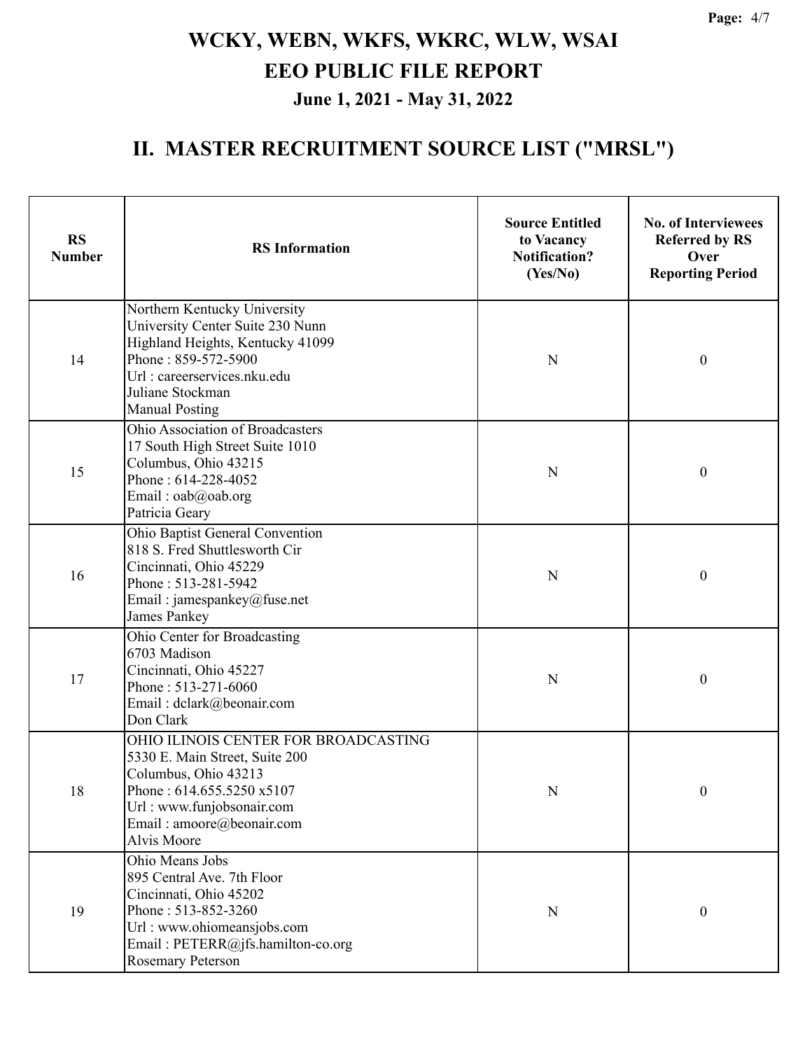# WCKY, WEBN, WKFS, WKRC, WLW, WSAI

# EEO PUBLIC FILE REPORT

### June 1, 2021 - May 31, 2022

## II. MASTER RECRUITMENT SOURCE LIST ("MRSL")

| RS Number | RS Information | Source Entitled to Vacancy Notification? (Yes/No) | No. of Interviewees Referred by RS Over Reporting Period |
|---|---|---|---|
| 14 | Northern Kentucky University<br>University Center Suite 230 Nunn<br>Highland Heights, Kentucky 41099<br>Phone : 859-572-5900<br>Url : careerservices.nku.edu<br>Juliane Stockman<br>Manual Posting | N | 0 |
| 15 | Ohio Association of Broadcasters<br>17 South High Street Suite 1010<br>Columbus, Ohio 43215<br>Phone : 614-228-4052<br>Email : oab@oab.org<br>Patricia Geary | N | 0 |
| 16 | Ohio Baptist General Convention<br>818 S. Fred Shuttlesworth Cir<br>Cincinnati, Ohio 45229<br>Phone : 513-281-5942<br>Email : jamespankey@fuse.net<br>James Pankey | N | 0 |
| 17 | Ohio Center for Broadcasting<br>6703 Madison<br>Cincinnati, Ohio 45227<br>Phone : 513-271-6060<br>Email : dclark@beonair.com<br>Don Clark | N | 0 |
| 18 | OHIO ILINOIS CENTER FOR BROADCASTING<br>5330 E. Main Street, Suite 200<br>Columbus, Ohio 43213<br>Phone : 614.655.5250 x5107<br>Url : www.funjobsonair.com<br>Email : amoore@beonair.com<br>Alvis Moore | N | 0 |
| 19 | Ohio Means Jobs<br>895 Central Ave. 7th Floor<br>Cincinnati, Ohio 45202<br>Phone : 513-852-3260<br>Url : www.ohiomeansjobs.com<br>Email : PETERR@jfs.hamilton-co.org<br>Rosemary Peterson | N | 0 |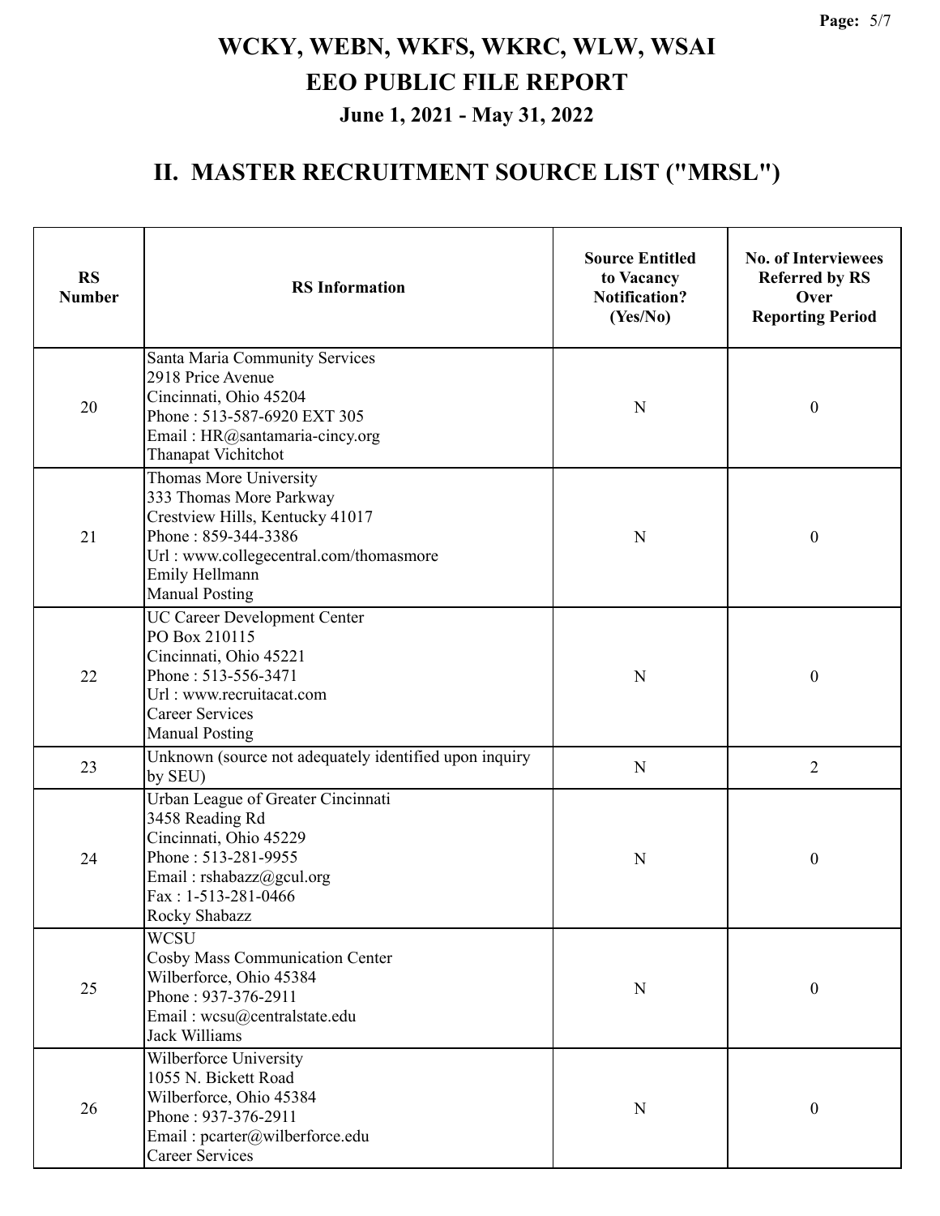# WCKY, WEBN, WKFS, WKRC, WLW, WSAI
# EEO PUBLIC FILE REPORT
### June 1, 2021 - May 31, 2022

## II. MASTER RECRUITMENT SOURCE LIST ("MRSL")

| RS Number | RS Information | Source Entitled to Vacancy Notification? (Yes/No) | No. of Interviewees Referred by RS Over Reporting Period |
|---|---|---|---|
| 20 | Santa Maria Community Services<br>2918 Price Avenue<br>Cincinnati, Ohio 45204<br>Phone : 513-587-6920 EXT 305<br>Email : HR@santamaria-cincy.org<br>Thanapat Vichitchot | N | 0 |
| 21 | Thomas More University<br>333 Thomas More Parkway<br>Crestview Hills, Kentucky 41017<br>Phone : 859-344-3386<br>Url : www.collegecentral.com/thomasmore<br>Emily Hellmann<br>Manual Posting | N | 0 |
| 22 | UC Career Development Center<br>PO Box 210115<br>Cincinnati, Ohio 45221<br>Phone : 513-556-3471<br>Url : www.recruitacat.com<br>Career Services<br>Manual Posting | N | 0 |
| 23 | Unknown (source not adequately identified upon inquiry by SEU) | N | 2 |
| 24 | Urban League of Greater Cincinnati<br>3458 Reading Rd<br>Cincinnati, Ohio 45229<br>Phone : 513-281-9955<br>Email : rshabazz@gcul.org<br>Fax : 1-513-281-0466<br>Rocky Shabazz | N | 0 |
| 25 | WCSU<br>Cosby Mass Communication Center<br>Wilberforce, Ohio 45384<br>Phone : 937-376-2911<br>Email : wcsu@centralstate.edu<br>Jack Williams | N | 0 |
| 26 | Wilberforce University<br>1055 N. Bickett Road<br>Wilberforce, Ohio 45384<br>Phone : 937-376-2911<br>Email : pcarter@wilberforce.edu<br>Career Services | N | 0 |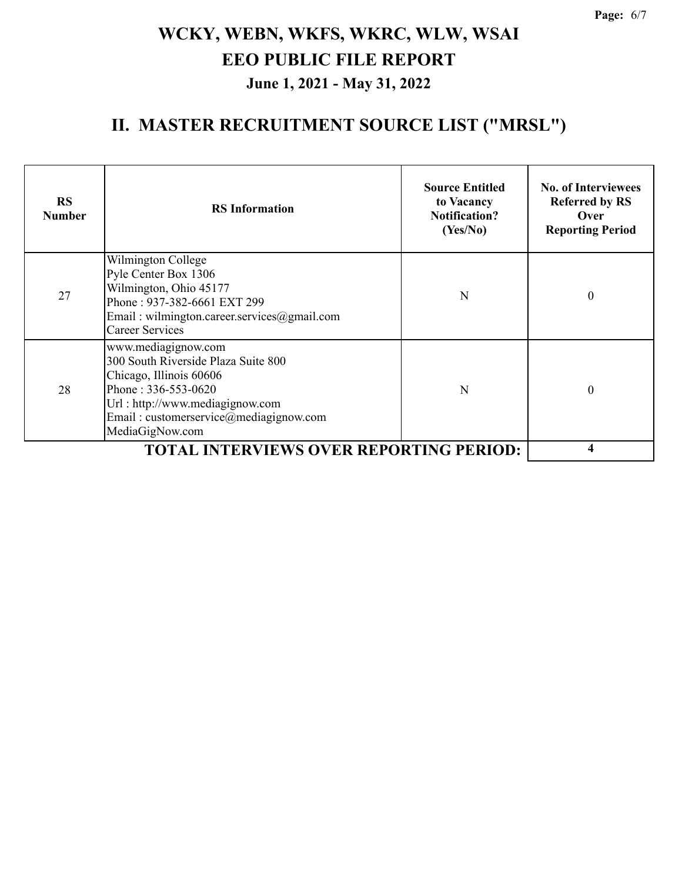# WCKY, WEBN, WKFS, WKRC, WLW, WSAI

# EEO PUBLIC FILE REPORT

## June 1, 2021 - May 31, 2022

## II. MASTER RECRUITMENT SOURCE LIST ("MRSL")

| RS Number | RS Information | Source Entitled to Vacancy Notification? (Yes/No) | No. of Interviewees Referred by RS Over Reporting Period |
|---|---|---|---|
| 27 | Wilmington College<br>Pyle Center Box 1306<br>Wilmington, Ohio 45177<br>Phone : 937-382-6661 EXT 299<br>Email : wilmington.career.services@gmail.com<br>Career Services | N | 0 |
| 28 | www.mediagignow.com<br>300 South Riverside Plaza Suite 800<br>Chicago, Illinois 60606<br>Phone : 336-553-0620<br>Url : http://www.mediagignow.com<br>Email : customerservice@mediagignow.com<br>MediaGigNow.com | N | 0 |
| | **TOTAL INTERVIEWS OVER REPORTING PERIOD:** | | **4** |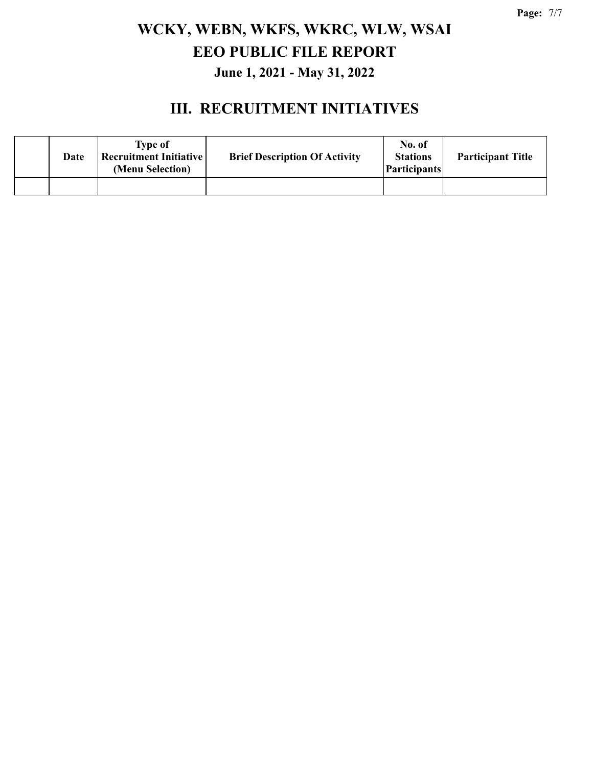# WCKY, WEBN, WKFS, WKRC, WLW, WSAI

## EEO PUBLIC FILE REPORT

### June 1, 2021 - May 31, 2022

## III. RECRUITMENT INITIATIVES

| | Date | Type of Recruitment Initiative (Menu Selection) | Brief Description Of Activity | No. of Stations Participants | Participant Title |
|---|---|---|---|---|---|
| | | | | | |